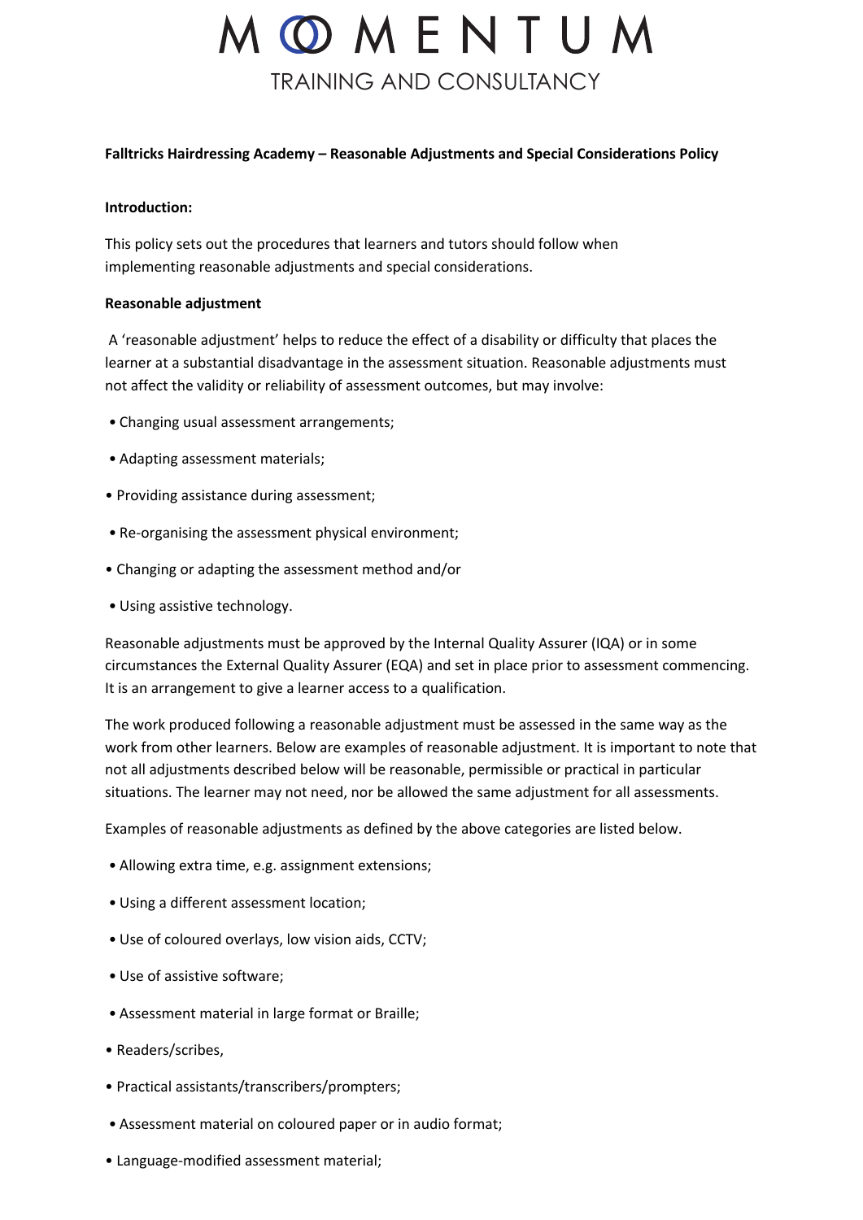# MOMENTUM

TRAINING AND CONSULTANCY

**Falltricks Hairdressing Academy – Reasonable Adjustments and Special Considerations Policy**

**Introduction:**

This policy sets out the procedures that learners and tutors should follow when implementing reasonable adjustments and special considerations.

**Reasonable adjustment**

A 'reasonable adjustment' helps to reduce the effect of a disability or difficulty that places the learner at a substantial disadvantage in the assessment situation. Reasonable adjustments must not affect the validity or reliability of assessment outcomes, but may involve:

- Changing usual assessment arrangements;
- Adapting assessment materials;
- Providing assistance during assessment;
- Re-organising the assessment physical environment;
- Changing or adapting the assessment method and/or
- Using assistive technology.

Reasonable adjustments must be approved by the Internal Quality Assurer (IQA) or in some circumstances the External Quality Assurer (EQA) and set in place prior to assessment commencing. It is an arrangement to give a learner access to a qualification.

The work produced following a reasonable adjustment must be assessed in the same way as the work from other learners. Below are examples of reasonable adjustment. It is important to note that not all adjustments described below will be reasonable, permissible or practical in particular situations. The learner may not need, nor be allowed the same adjustment for all assessments.

Examples of reasonable adjustments as defined by the above categories are listed below.

- Allowing extra time, e.g. assignment extensions;
- Using a different assessment location;
- Use of coloured overlays, low vision aids, CCTV;
- Use of assistive software;
- Assessment material in large format or Braille;
- Readers/scribes,
- Practical assistants/transcribers/prompters;
- Assessment material on coloured paper or in audio format;
- Language-modified assessment material;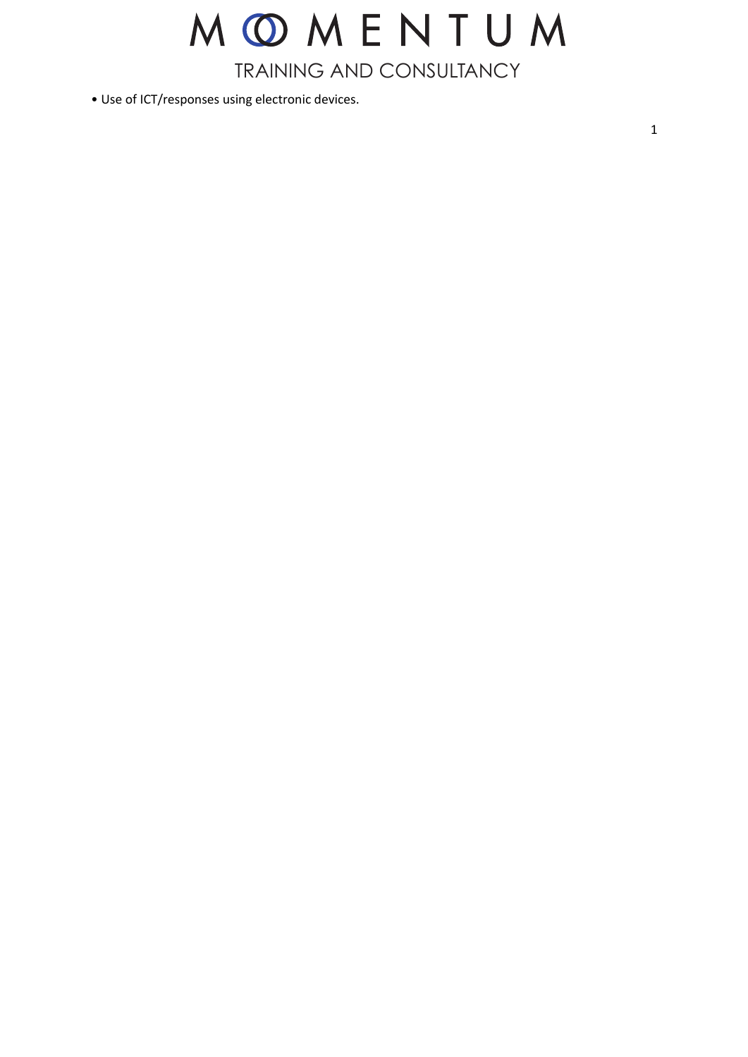- Use of ICT/responses using electronic devices.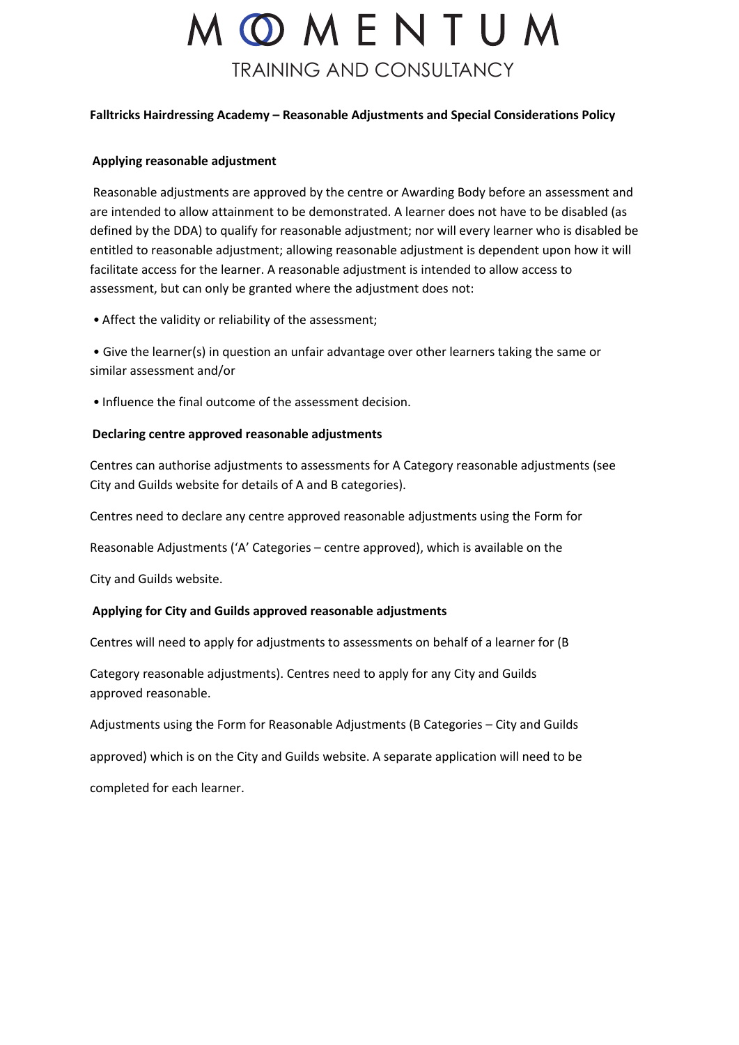**Falltricks Hairdressing Academy – Reasonable Adjustments and Special Considerations Policy**

**Applying reasonable adjustment**

Reasonable adjustments are approved by the centre or Awarding Body before an assessment and are intended to allow attainment to be demonstrated. A learner does not have to be disabled (as defined by the DDA) to qualify for reasonable adjustment; nor will every learner who is disabled be entitled to reasonable adjustment; allowing reasonable adjustment is dependent upon how it will facilitate access for the learner. A reasonable adjustment is intended to allow access to assessment, but can only be granted where the adjustment does not:

- Affect the validity or reliability of the assessment;
- Give the learner(s) in question an unfair advantage over other learners taking the same or similar assessment and/or
- Influence the final outcome of the assessment decision.

**Declaring centre approved reasonable adjustments**

Centres can authorise adjustments to assessments for A Category reasonable adjustments (see City and Guilds website for details of A and B categories).

Centres need to declare any centre approved reasonable adjustments using the Form for

Reasonable Adjustments ('A' Categories – centre approved), which is available on the

City and Guilds website.

**Applying for City and Guilds approved reasonable adjustments**

Centres will need to apply for adjustments to assessments on behalf of a learner for (B

Category reasonable adjustments). Centres need to apply for any City and Guilds approved reasonable.

Adjustments using the Form for Reasonable Adjustments (B Categories – City and Guilds

approved) which is on the City and Guilds website. A separate application will need to be

completed for each learner.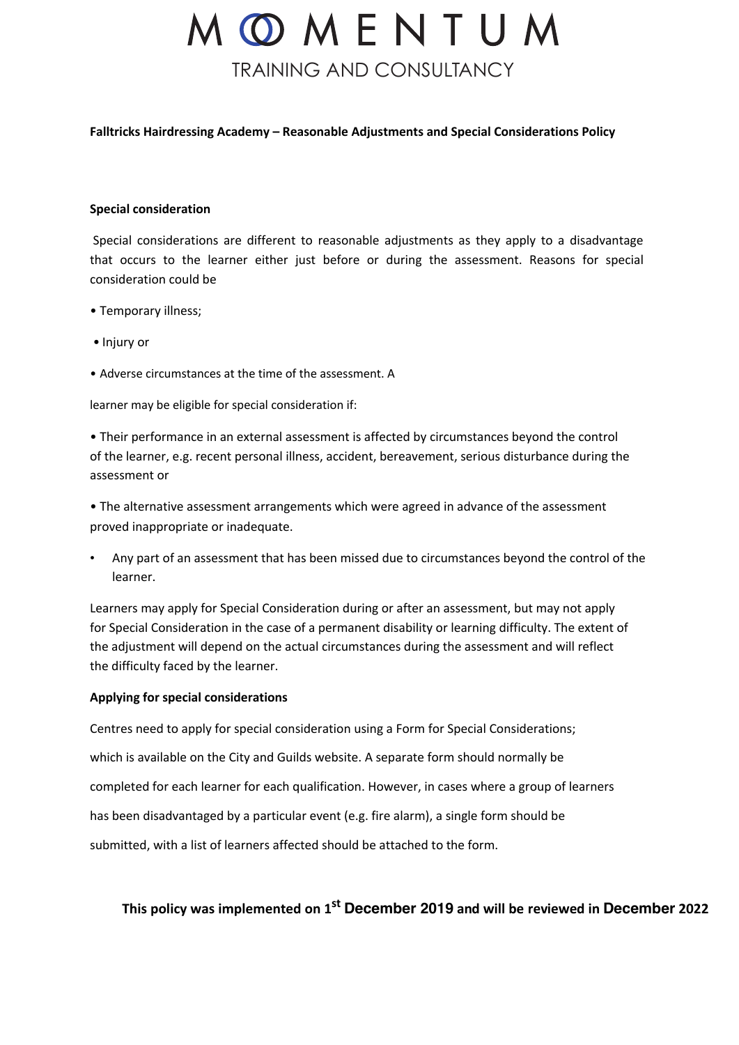**Falltricks Hairdressing Academy – Reasonable Adjustments and Special Considerations Policy**

**Special consideration**

Special considerations are different to reasonable adjustments as they apply to a disadvantage that occurs to the learner either just before or during the assessment. Reasons for special consideration could be

- Temporary illness;
- Injury or
- Adverse circumstances at the time of the assessment. A

learner may be eligible for special consideration if:

- Their performance in an external assessment is affected by circumstances beyond the control of the learner, e.g. recent personal illness, accident, bereavement, serious disturbance during the assessment or
- The alternative assessment arrangements which were agreed in advance of the assessment proved inappropriate or inadequate.
- Any part of an assessment that has been missed due to circumstances beyond the control of the learner.

Learners may apply for Special Consideration during or after an assessment, but may not apply for Special Consideration in the case of a permanent disability or learning difficulty. The extent of the adjustment will depend on the actual circumstances during the assessment and will reflect the difficulty faced by the learner.

**Applying for special considerations**

Centres need to apply for special consideration using a Form for Special Considerations; which is available on the City and Guilds website. A separate form should normally be completed for each learner for each qualification. However, in cases where a group of learners has been disadvantaged by a particular event (e.g. fire alarm), a single form should be submitted, with a list of learners affected should be attached to the form.

**This policy was implemented on 1st December 2019 and will be reviewed in December 2022**